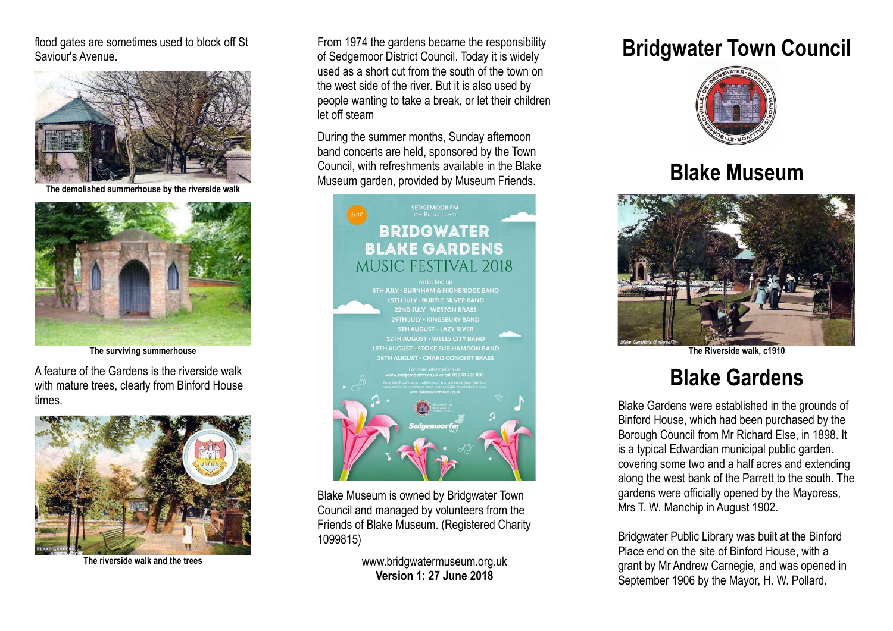flood gates are sometimes used to block off St Saviour's Avenue.

**The demolished summerhouse by the riverside walk**

**The surviving summerhouse**

A feature of the Gardens is the riverside walk with mature trees, clearly from Binford House times.

**The riverside walk and the trees**

From 1974 the gardens became the responsibility of Sedgemoor District Council. Today it is widely used as a short cut from the south of the town on the west side of the river. But it is also used by people wanting to take a break, or let their children let off steam

During the summer months, Sunday afternoon band concerts are held, sponsored by the Town Council, with refreshments available in the Blake Museum garden, provided by Museum Friends.

Blake Museum is owned by Bridgwater Town Council and managed by volunteers from the Friends of Blake Museum. (Registered Charity 1099815)

www.bridgwatermuseum.org.uk
**Version 1: 27 June 2018**

# Bridgwater Town Council

# Blake Museum

**The Riverside walk, c1910**

# Blake Gardens

Blake Gardens were established in the grounds of Binford House, which had been purchased by the Borough Council from Mr Richard Else, in 1898. It is a typical Edwardian municipal public garden. covering some two and a half acres and extending along the west bank of the Parrett to the south. The gardens were officially opened by the Mayoress, Mrs T. W. Manchip in August 1902.

Bridgwater Public Library was built at the Binford Place end on the site of Binford House, with a grant by Mr Andrew Carnegie, and was opened in September 1906 by the Mayor, H. W. Pollard.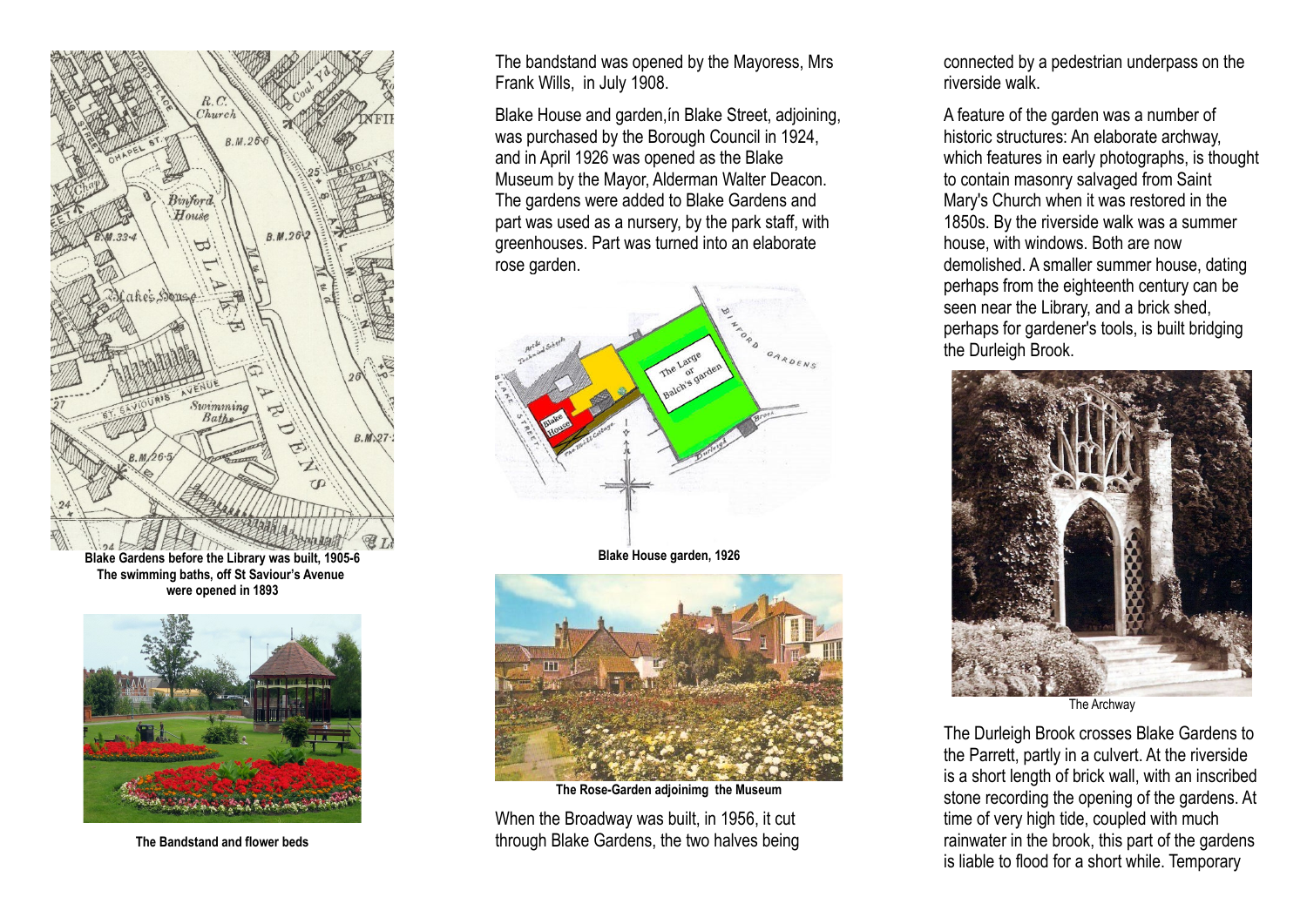Blake Gardens before the Library was built, 1905-6
The swimming baths, off St Saviour's Avenue were opened in 1893

The Bandstand and flower beds

The bandstand was opened by the Mayoress, Mrs Frank Wills, in July 1908.

Blake House and garden,ín Blake Street, adjoining, was purchased by the Borough Council in 1924, and in April 1926 was opened as the Blake Museum by the Mayor, Alderman Walter Deacon. The gardens were added to Blake Gardens and part was used as a nursery, by the park staff, with greenhouses. Part was turned into an elaborate rose garden.

Blake House garden, 1926

The Rose-Garden adjoinimg the Museum

When the Broadway was built, in 1956, it cut through Blake Gardens, the two halves being connected by a pedestrian underpass on the riverside walk.

A feature of the garden was a number of historic structures: An elaborate archway, which features in early photographs, is thought to contain masonry salvaged from Saint Mary's Church when it was restored in the 1850s. By the riverside walk was a summer house, with windows. Both are now demolished. A smaller summer house, dating perhaps from the eighteenth century can be seen near the Library, and a brick shed, perhaps for gardener's tools, is built bridging the Durleigh Brook.

The Archway

The Durleigh Brook crosses Blake Gardens to the Parrett, partly in a culvert. At the riverside is a short length of brick wall, with an inscribed stone recording the opening of the gardens. At time of very high tide, coupled with much rainwater in the brook, this part of the gardens is liable to flood for a short while. Temporary